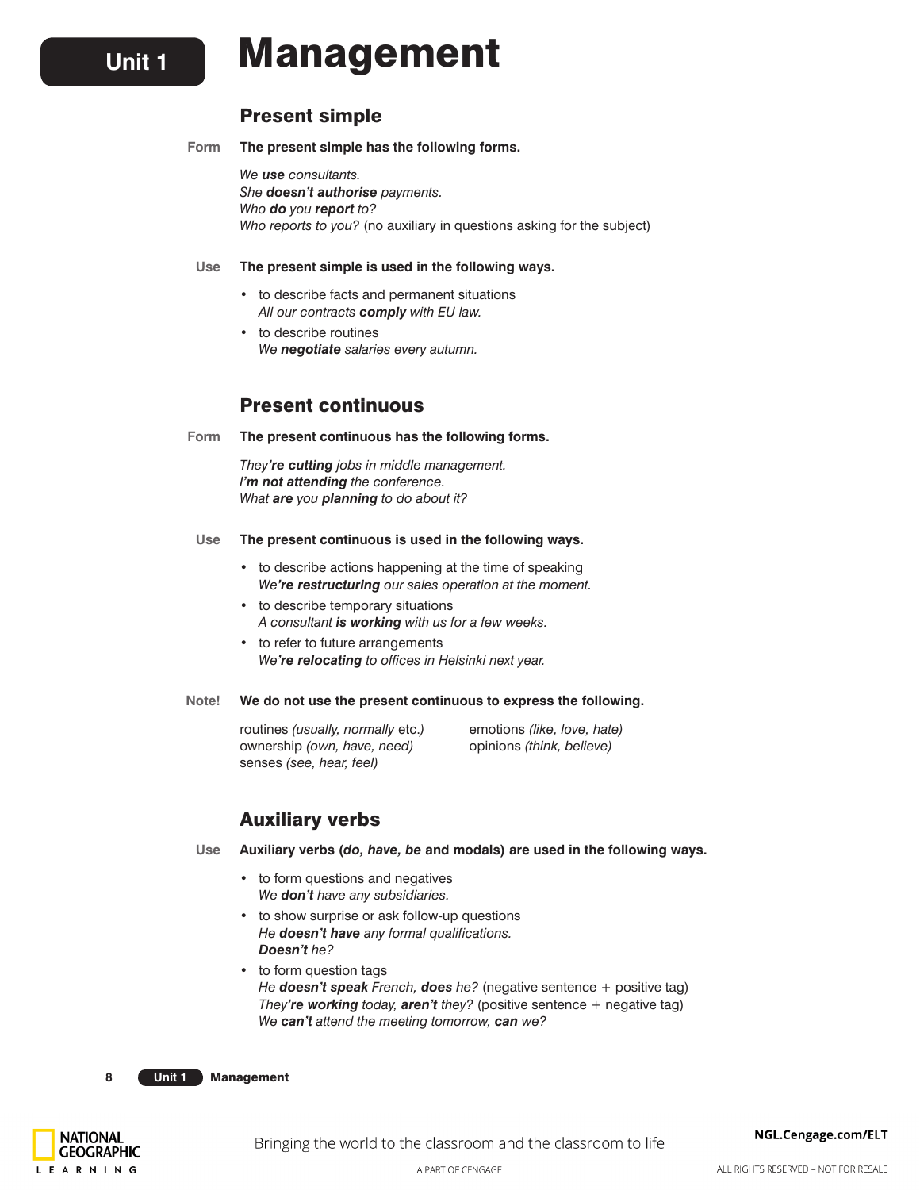# Unit 1 Management

## Present simple

**Form** **The present simple has the following forms.**

*We **use** consultants.*
*She **doesn't authorise** payments.*
*Who **do** you **report** to?*
*Who reports to you?* (no auxiliary in questions asking for the subject)

**Use** **The present simple is used in the following ways.**

- to describe facts and permanent situations
  *All our contracts **comply** with EU law.*
- to describe routines
  *We **negotiate** salaries every autumn.*

## Present continuous

**Form** **The present continuous has the following forms.**

*They**'re cutting** jobs in middle management.*
*I**'m not attending** the conference.*
*What **are** you **planning** to do about it?*

**Use** **The present continuous is used in the following ways.**

- to describe actions happening at the time of speaking
  *We**'re restructuring** our sales operation at the moment.*
- to describe temporary situations
  *A consultant **is working** with us for a few weeks.*
- to refer to future arrangements
  *We**'re relocating** to offices in Helsinki next year.*

**Note!** **We do not use the present continuous to express the following.**

routines *(usually, normally* etc.*)*
ownership *(own, have, need)*
senses *(see, hear, feel)*
emotions *(like, love, hate)*
opinions *(think, believe)*

## Auxiliary verbs

**Use** **Auxiliary verbs (*do, have, be* and modals) are used in the following ways.**

- to form questions and negatives
  *We **don't** have any subsidiaries.*
- to show surprise or ask follow-up questions
  *He **doesn't have** any formal qualifications.*
  ***Doesn't** he?*
- to form question tags
  *He **doesn't speak** French, **does** he?* (negative sentence + positive tag)
  *They**'re working** today, **aren't** they?* (positive sentence + negative tag)
  *We **can't** attend the meeting tomorrow, **can** we?*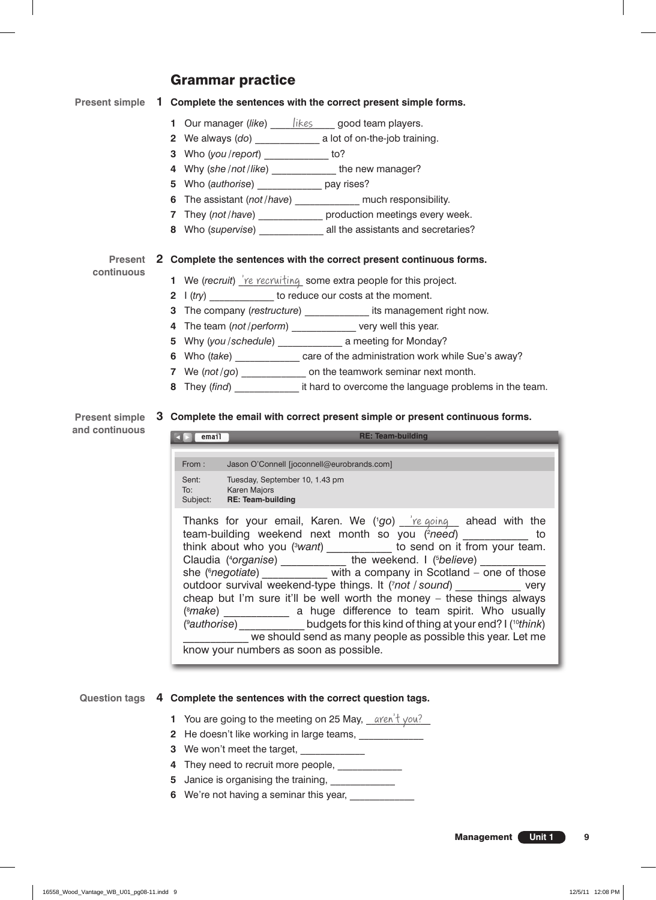## Grammar practice

**Present simple**

**1 Complete the sentences with the correct present simple forms.**

1. Our manager (*like*) ___likes___ good team players.
2. We always (*do*) ___________ a lot of on-the-job training.
3. Who (*you / report*) ___________ to?
4. Why (*she / not / like*) ___________ the new manager?
5. Who (*authorise*) ___________ pay rises?
6. The assistant (*not / have*) ___________ much responsibility.
7. They (*not / have*) ___________ production meetings every week.
8. Who (*supervise*) ___________ all the assistants and secretaries?

**Present continuous**

**2 Complete the sentences with the correct present continuous forms.**

1. We (*recruit*) ___'re recruiting___ some extra people for this project.
2. I (*try*) ___________ to reduce our costs at the moment.
3. The company (*restructure*) ___________ its management right now.
4. The team (*not / perform*) ___________ very well this year.
5. Why (*you / schedule*) ___________ a meeting for Monday?
6. Who (*take*) ___________ care of the administration work while Sue's away?
7. We (*not / go*) ___________ on the teamwork seminar next month.
8. They (*find*) ___________ it hard to overcome the language problems in the team.

**Present simple and continuous**

**3 Complete the email with correct present simple or present continuous forms.**

email — **RE: Team-building**

From : Jason O'Connell [joconnell@eurobrands.com]
Sent: Tuesday, September 10, 1.43 pm
To: Karen Majors
Subject: **RE: Team-building**

Thanks for your email, Karen. We ([1]*go*) ___'re going___ ahead with the team-building weekend next month so you ([2]*need*) ___________ to think about who you ([3]*want*) ___________ to send on it from your team. Claudia ([4]*organise*) ___________ the weekend. I ([5]*believe*) ___________ she ([6]*negotiate*) ___________ with a company in Scotland – one of those outdoor survival weekend-type things. It ([7]*not / sound*) ___________ very cheap but I'm sure it'll be well worth the money – these things always ([8]*make*) ___________ a huge difference to team spirit. Who usually ([9]*authorise*) ___________ budgets for this kind of thing at your end? I ([10]*think*) ___________ we should send as many people as possible this year. Let me know your numbers as soon as possible.

**Question tags**

**4 Complete the sentences with the correct question tags.**

1. You are going to the meeting on 25 May, ___aren't you?___
2. He doesn't like working in large teams, ___________
3. We won't meet the target, ___________
4. They need to recruit more people, ___________
5. Janice is organising the training, ___________
6. We're not having a seminar this year, ___________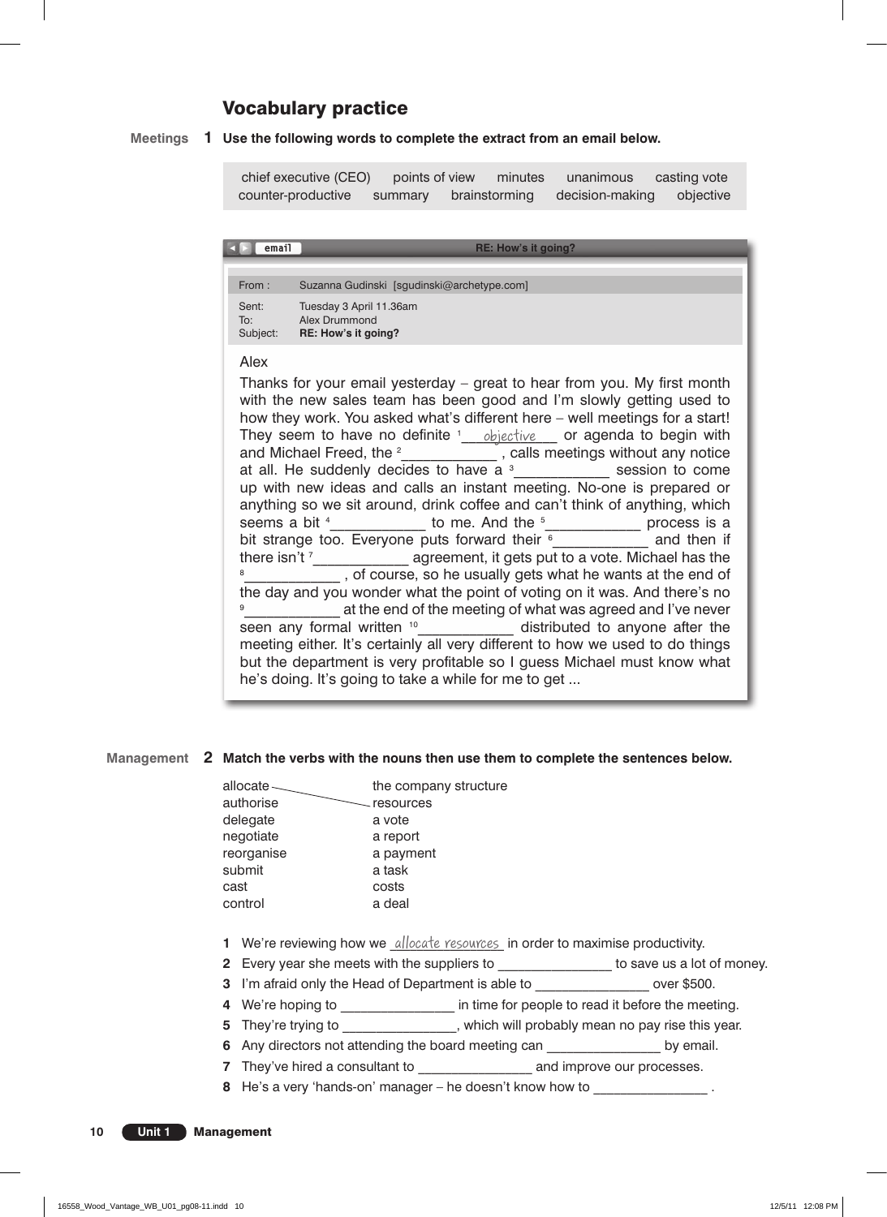## Vocabulary practice

**Meetings**

**1 Use the following words to complete the extract from an email below.**

chief executive (CEO) points of view minutes unanimous casting vote counter-productive summary brainstorming decision-making objective

email **RE: How's it going?**

From : Suzanna Gudinski [sgudinski@archetype.com]

Sent: Tuesday 3 April 11.36am
To: Alex Drummond
Subject: **RE: How's it going?**

Alex

Thanks for your email yesterday – great to hear from you. My first month with the new sales team has been good and I'm slowly getting used to how they work. You asked what's different here – well meetings for a start! They seem to have no definite [1] objective or agenda to begin with and Michael Freed, the [2]\_\_\_\_\_\_\_\_\_\_\_, calls meetings without any notice at all. He suddenly decides to have a [3]\_\_\_\_\_\_\_\_\_\_\_ session to come up with new ideas and calls an instant meeting. No-one is prepared or anything so we sit around, drink coffee and can't think of anything, which seems a bit [4]\_\_\_\_\_\_\_\_\_\_\_ to me. And the [5]\_\_\_\_\_\_\_\_\_\_\_ process is a bit strange too. Everyone puts forward their [6]\_\_\_\_\_\_\_\_\_\_\_ and then if there isn't [7]\_\_\_\_\_\_\_\_\_\_\_ agreement, it gets put to a vote. Michael has the [8]\_\_\_\_\_\_\_\_\_\_\_ , of course, so he usually gets what he wants at the end of the day and you wonder what the point of voting on it was. And there's no [9]\_\_\_\_\_\_\_\_\_\_\_ at the end of the meeting of what was agreed and I've never seen any formal written [10]\_\_\_\_\_\_\_\_\_\_\_ distributed to anyone after the meeting either. It's certainly all very different to how we used to do things but the department is very profitable so I guess Michael must know what he's doing. It's going to take a while for me to get ...

**Management**

**2 Match the verbs with the nouns then use them to complete the sentences below.**

| | |
|---|---|
| allocate | the company structure |
| authorise | resources |
| delegate | a vote |
| negotiate | a report |
| reorganise | a payment |
| submit | a task |
| cast | costs |
| control | a deal |

1. We're reviewing how we allocate resources in order to maximise productivity.
2. Every year she meets with the suppliers to \_\_\_\_\_\_\_\_\_\_\_\_\_\_ to save us a lot of money.
3. I'm afraid only the Head of Department is able to \_\_\_\_\_\_\_\_\_\_\_\_\_\_ over $500.
4. We're hoping to \_\_\_\_\_\_\_\_\_\_\_\_\_\_ in time for people to read it before the meeting.
5. They're trying to \_\_\_\_\_\_\_\_\_\_\_\_\_\_, which will probably mean no pay rise this year.
6. Any directors not attending the board meeting can \_\_\_\_\_\_\_\_\_\_\_\_\_\_ by email.
7. They've hired a consultant to \_\_\_\_\_\_\_\_\_\_\_\_\_\_ and improve our processes.
8. He's a very 'hands-on' manager – he doesn't know how to \_\_\_\_\_\_\_\_\_\_\_\_\_\_ .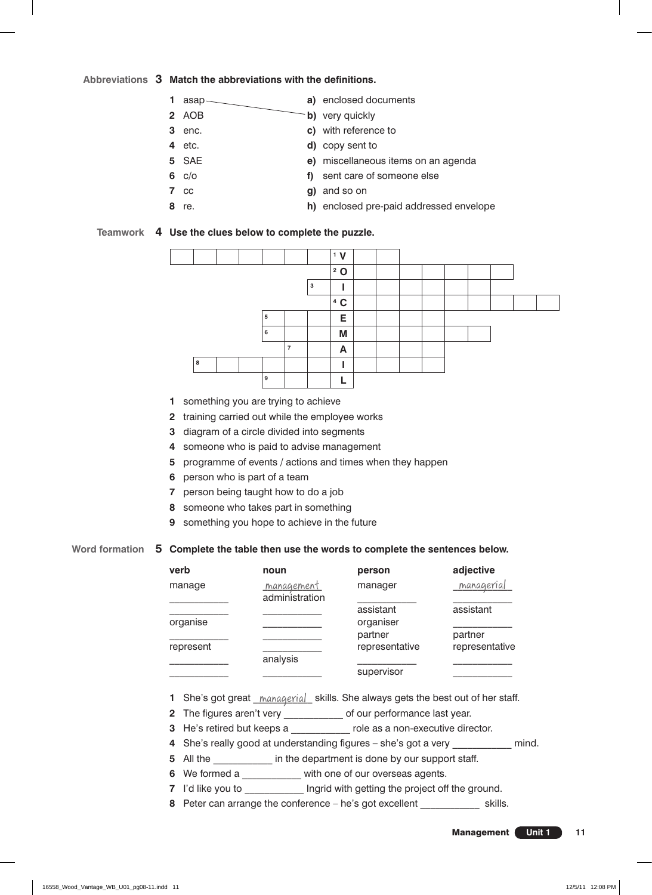**Abbreviations** **3 Match the abbreviations with the definitions.**

| | |
|---|---|
| 1 asap | a) enclosed documents |
| 2 AOB | b) very quickly |
| 3 enc. | c) with reference to |
| 4 etc. | d) copy sent to |
| 5 SAE | e) miscellaneous items on an agenda |
| 6 c/o | f) sent care of someone else |
| 7 cc | g) and so on |
| 8 re. | h) enclosed pre-paid addressed envelope |

**Teamwork** **4 Use the clues below to complete the puzzle.**

1 V
2 O
3 I
4 C
5 E
6 M
7 A
8 I
9 L

1 something you are trying to achieve
2 training carried out while the employee works
3 diagram of a circle divided into segments
4 someone who is paid to advise management
5 programme of events / actions and times when they happen
6 person who is part of a team
7 person being taught how to do a job
8 someone who takes part in something
9 something you hope to achieve in the future

**Word formation** **5 Complete the table then use the words to complete the sentences below.**

| verb | noun | person | adjective |
|---|---|---|---|
| manage | management | manager | managerial |
| ________ | administration | ________ | ________ |
| ________ | ________ | assistant | assistant |
| organise | ________ | organiser | ________ |
| ________ | ________ | partner | partner |
| represent | ________ | representative | representative |
| ________ | analysis | ________ | ________ |
| ________ | ________ | supervisor | ________ |

1 She's got great managerial skills. She always gets the best out of her staff.
2 The figures aren't very ________ of our performance last year.
3 He's retired but keeps a ________ role as a non-executive director.
4 She's really good at understanding figures – she's got a very ________ mind.
5 All the ________ in the department is done by our support staff.
6 We formed a ________ with one of our overseas agents.
7 I'd like you to ________ Ingrid with getting the project off the ground.
8 Peter can arrange the conference – he's got excellent ________ skills.